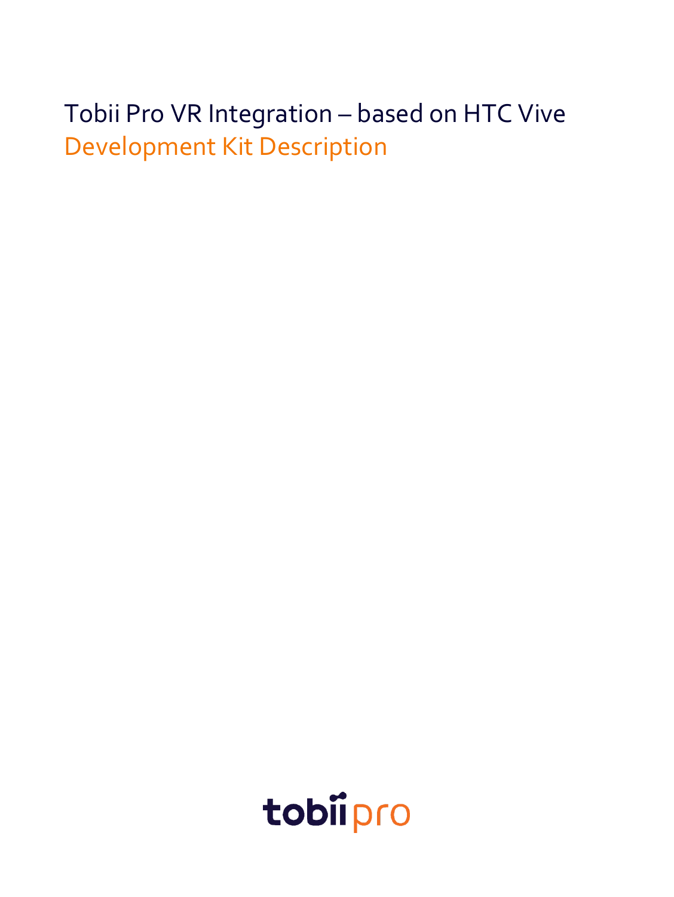# Tobii Pro VR Integration – based on HTC Vive

## Development Kit Description

tobii pro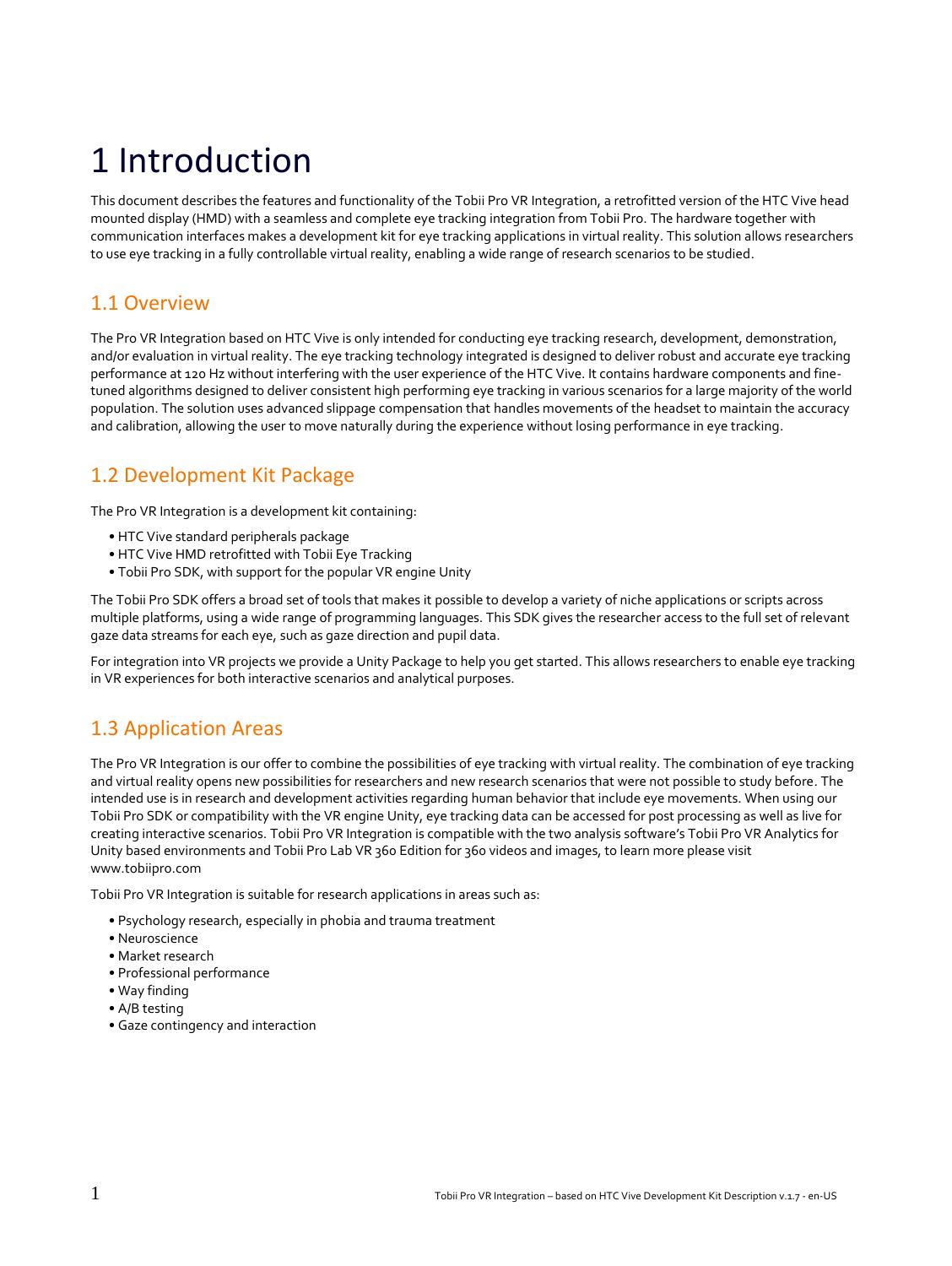# 1 Introduction

This document describes the features and functionality of the Tobii Pro VR Integration, a retrofitted version of the HTC Vive head mounted display (HMD) with a seamless and complete eye tracking integration from Tobii Pro. The hardware together with communication interfaces makes a development kit for eye tracking applications in virtual reality. This solution allows researchers to use eye tracking in a fully controllable virtual reality, enabling a wide range of research scenarios to be studied.

## 1.1 Overview

The Pro VR Integration based on HTC Vive is only intended for conducting eye tracking research, development, demonstration, and/or evaluation in virtual reality. The eye tracking technology integrated is designed to deliver robust and accurate eye tracking performance at 120 Hz without interfering with the user experience of the HTC Vive. It contains hardware components and fine-tuned algorithms designed to deliver consistent high performing eye tracking in various scenarios for a large majority of the world population. The solution uses advanced slippage compensation that handles movements of the headset to maintain the accuracy and calibration, allowing the user to move naturally during the experience without losing performance in eye tracking.

## 1.2 Development Kit Package

The Pro VR Integration is a development kit containing:

- HTC Vive standard peripherals package
- HTC Vive HMD retrofitted with Tobii Eye Tracking
- Tobii Pro SDK, with support for the popular VR engine Unity

The Tobii Pro SDK offers a broad set of tools that makes it possible to develop a variety of niche applications or scripts across multiple platforms, using a wide range of programming languages. This SDK gives the researcher access to the full set of relevant gaze data streams for each eye, such as gaze direction and pupil data.

For integration into VR projects we provide a Unity Package to help you get started. This allows researchers to enable eye tracking in VR experiences for both interactive scenarios and analytical purposes.

## 1.3 Application Areas

The Pro VR Integration is our offer to combine the possibilities of eye tracking with virtual reality. The combination of eye tracking and virtual reality opens new possibilities for researchers and new research scenarios that were not possible to study before. The intended use is in research and development activities regarding human behavior that include eye movements. When using our Tobii Pro SDK or compatibility with the VR engine Unity, eye tracking data can be accessed for post processing as well as live for creating interactive scenarios. Tobii Pro VR Integration is compatible with the two analysis software's Tobii Pro VR Analytics for Unity based environments and Tobii Pro Lab VR 360 Edition for 360 videos and images, to learn more please visit www.tobiipro.com

Tobii Pro VR Integration is suitable for research applications in areas such as:

- Psychology research, especially in phobia and trauma treatment
- Neuroscience
- Market research
- Professional performance
- Way finding
- A/B testing
- Gaze contingency and interaction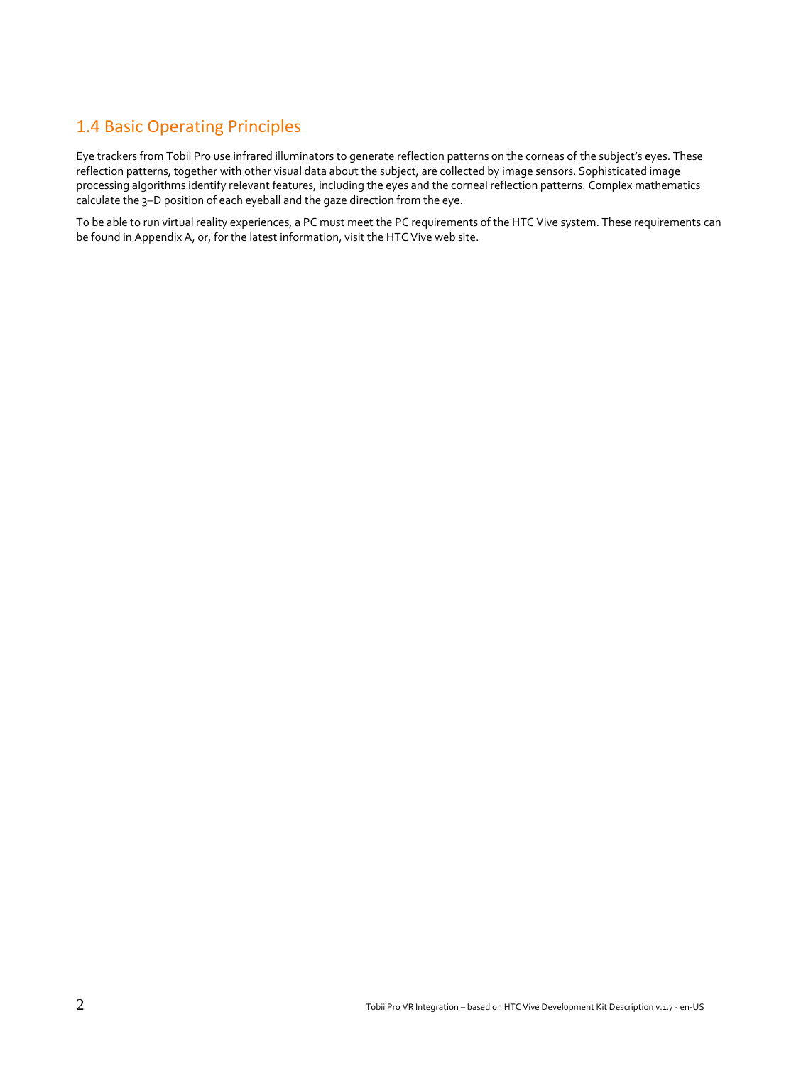## 1.4 Basic Operating Principles

Eye trackers from Tobii Pro use infrared illuminators to generate reflection patterns on the corneas of the subject's eyes. These reflection patterns, together with other visual data about the subject, are collected by image sensors. Sophisticated image processing algorithms identify relevant features, including the eyes and the corneal reflection patterns. Complex mathematics calculate the 3–D position of each eyeball and the gaze direction from the eye.

To be able to run virtual reality experiences, a PC must meet the PC requirements of the HTC Vive system. These requirements can be found in Appendix A, or, for the latest information, visit the HTC Vive web site.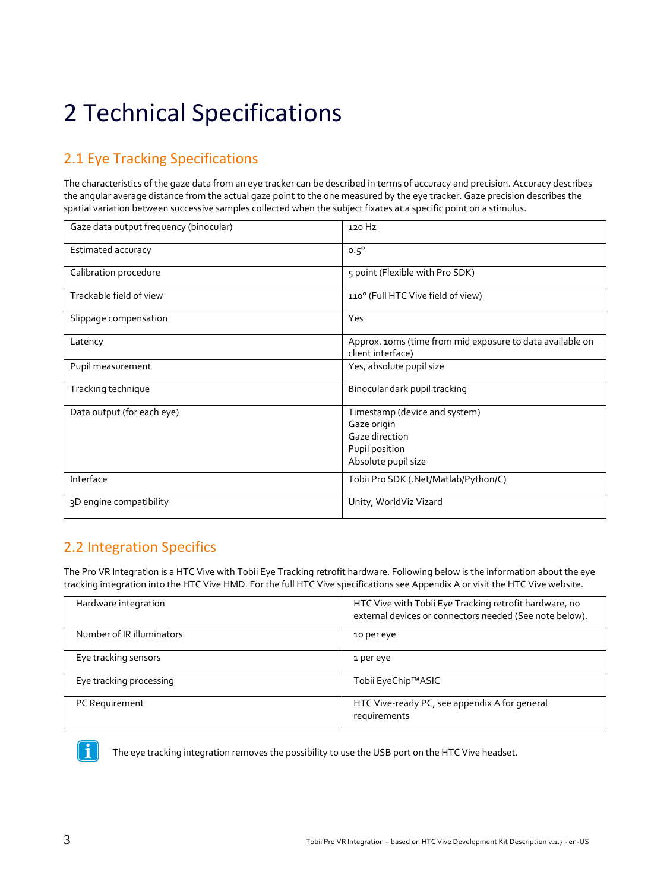# 2 Technical Specifications

## 2.1 Eye Tracking Specifications

The characteristics of the gaze data from an eye tracker can be described in terms of accuracy and precision. Accuracy describes the angular average distance from the actual gaze point to the one measured by the eye tracker. Gaze precision describes the spatial variation between successive samples collected when the subject fixates at a specific point on a stimulus.

| | |
|---|---|
| Gaze data output frequency (binocular) | 120 Hz |
| Estimated accuracy | 0.5° |
| Calibration procedure | 5 point (Flexible with Pro SDK) |
| Trackable field of view | 110° (Full HTC Vive field of view) |
| Slippage compensation | Yes |
| Latency | Approx. 10ms (time from mid exposure to data available on client interface) |
| Pupil measurement | Yes, absolute pupil size |
| Tracking technique | Binocular dark pupil tracking |
| Data output (for each eye) | Timestamp (device and system)<br>Gaze origin<br>Gaze direction<br>Pupil position<br>Absolute pupil size |
| Interface | Tobii Pro SDK (.Net/Matlab/Python/C) |
| 3D engine compatibility | Unity, WorldViz Vizard |

## 2.2 Integration Specifics

The Pro VR Integration is a HTC Vive with Tobii Eye Tracking retrofit hardware. Following below is the information about the eye tracking integration into the HTC Vive HMD. For the full HTC Vive specifications see Appendix A or visit the HTC Vive website.

| | |
|---|---|
| Hardware integration | HTC Vive with Tobii Eye Tracking retrofit hardware, no external devices or connectors needed (See note below). |
| Number of IR illuminators | 10 per eye |
| Eye tracking sensors | 1 per eye |
| Eye tracking processing | Tobii EyeChip™ASIC |
| PC Requirement | HTC Vive-ready PC, see appendix A for general requirements |

The eye tracking integration removes the possibility to use the USB port on the HTC Vive headset.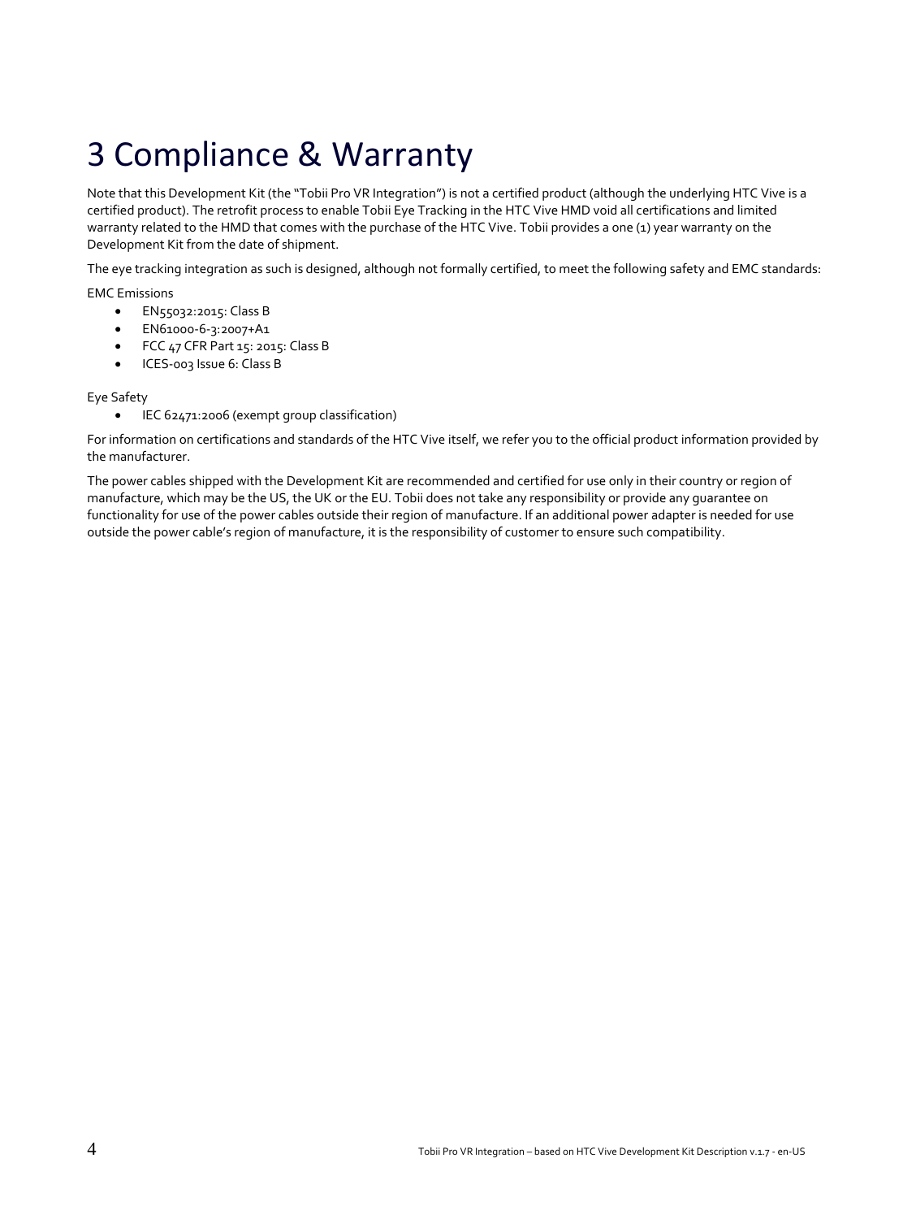# 3 Compliance & Warranty

Note that this Development Kit (the "Tobii Pro VR Integration") is not a certified product (although the underlying HTC Vive is a certified product). The retrofit process to enable Tobii Eye Tracking in the HTC Vive HMD void all certifications and limited warranty related to the HMD that comes with the purchase of the HTC Vive. Tobii provides a one (1) year warranty on the Development Kit from the date of shipment.

The eye tracking integration as such is designed, although not formally certified, to meet the following safety and EMC standards:

EMC Emissions

- EN55032:2015: Class B
- EN61000-6-3:2007+A1
- FCC 47 CFR Part 15: 2015: Class B
- ICES-003 Issue 6: Class B

Eye Safety

- IEC 62471:2006 (exempt group classification)

For information on certifications and standards of the HTC Vive itself, we refer you to the official product information provided by the manufacturer.

The power cables shipped with the Development Kit are recommended and certified for use only in their country or region of manufacture, which may be the US, the UK or the EU. Tobii does not take any responsibility or provide any guarantee on functionality for use of the power cables outside their region of manufacture. If an additional power adapter is needed for use outside the power cable's region of manufacture, it is the responsibility of customer to ensure such compatibility.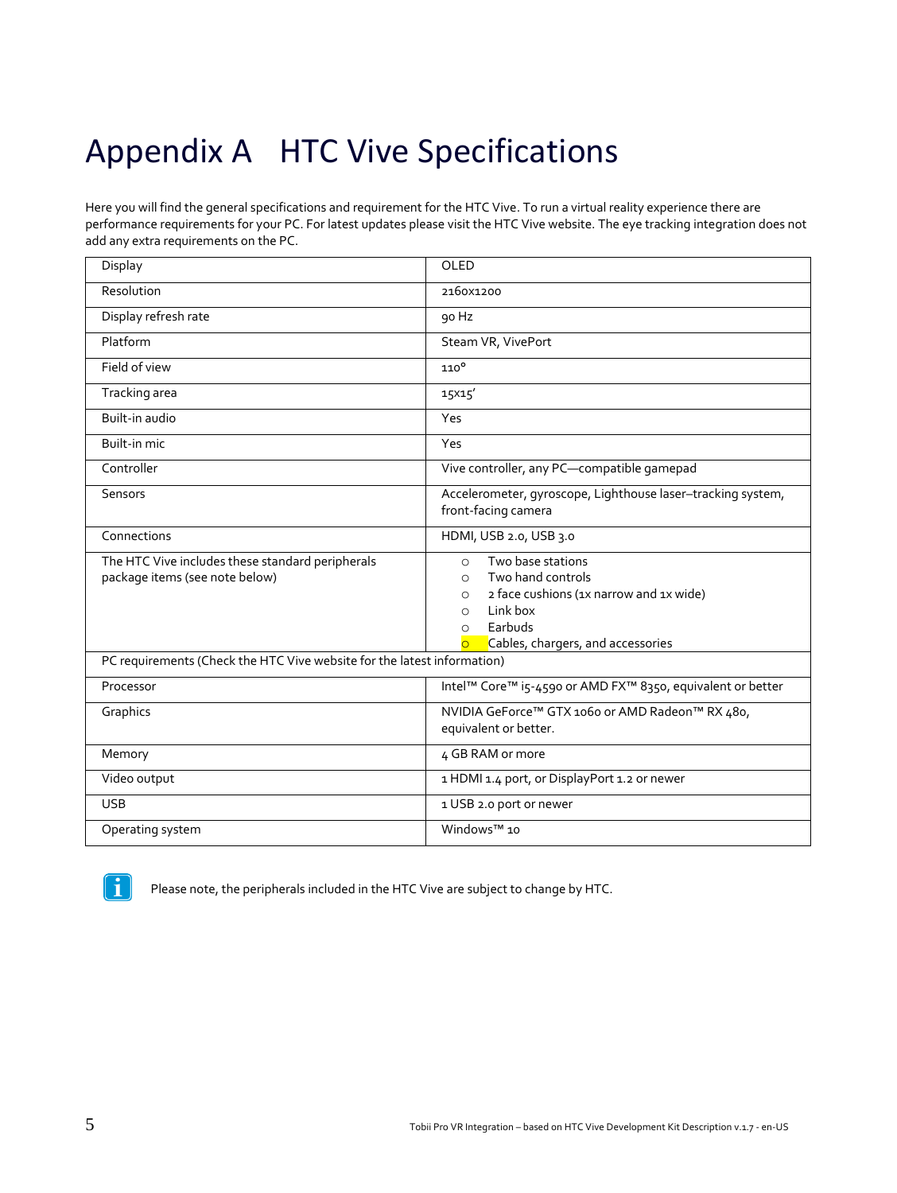# Appendix A HTC Vive Specifications

Here you will find the general specifications and requirement for the HTC Vive. To run a virtual reality experience there are performance requirements for your PC. For latest updates please visit the HTC Vive website. The eye tracking integration does not add any extra requirements on the PC.

| | |
|---|---|
| Display | OLED |
| Resolution | 2160x1200 |
| Display refresh rate | 90 Hz |
| Platform | Steam VR, VivePort |
| Field of view | 110° |
| Tracking area | 15x15' |
| Built-in audio | Yes |
| Built-in mic | Yes |
| Controller | Vive controller, any PC—compatible gamepad |
| Sensors | Accelerometer, gyroscope, Lighthouse laser–tracking system, front-facing camera |
| Connections | HDMI, USB 2.0, USB 3.0 |
| The HTC Vive includes these standard peripherals package items (see note below) | ○ Two base stations<br>○ Two hand controls<br>○ 2 face cushions (1x narrow and 1x wide)<br>○ Link box<br>○ Earbuds<br>○ Cables, chargers, and accessories |
| PC requirements (Check the HTC Vive website for the latest information) | |
| Processor | Intel™ Core™ i5-4590 or AMD FX™ 8350, equivalent or better |
| Graphics | NVIDIA GeForce™ GTX 1060 or AMD Radeon™ RX 480, equivalent or better. |
| Memory | 4 GB RAM or more |
| Video output | 1 HDMI 1.4 port, or DisplayPort 1.2 or newer |
| USB | 1 USB 2.0 port or newer |
| Operating system | Windows™ 10 |

Please note, the peripherals included in the HTC Vive are subject to change by HTC.